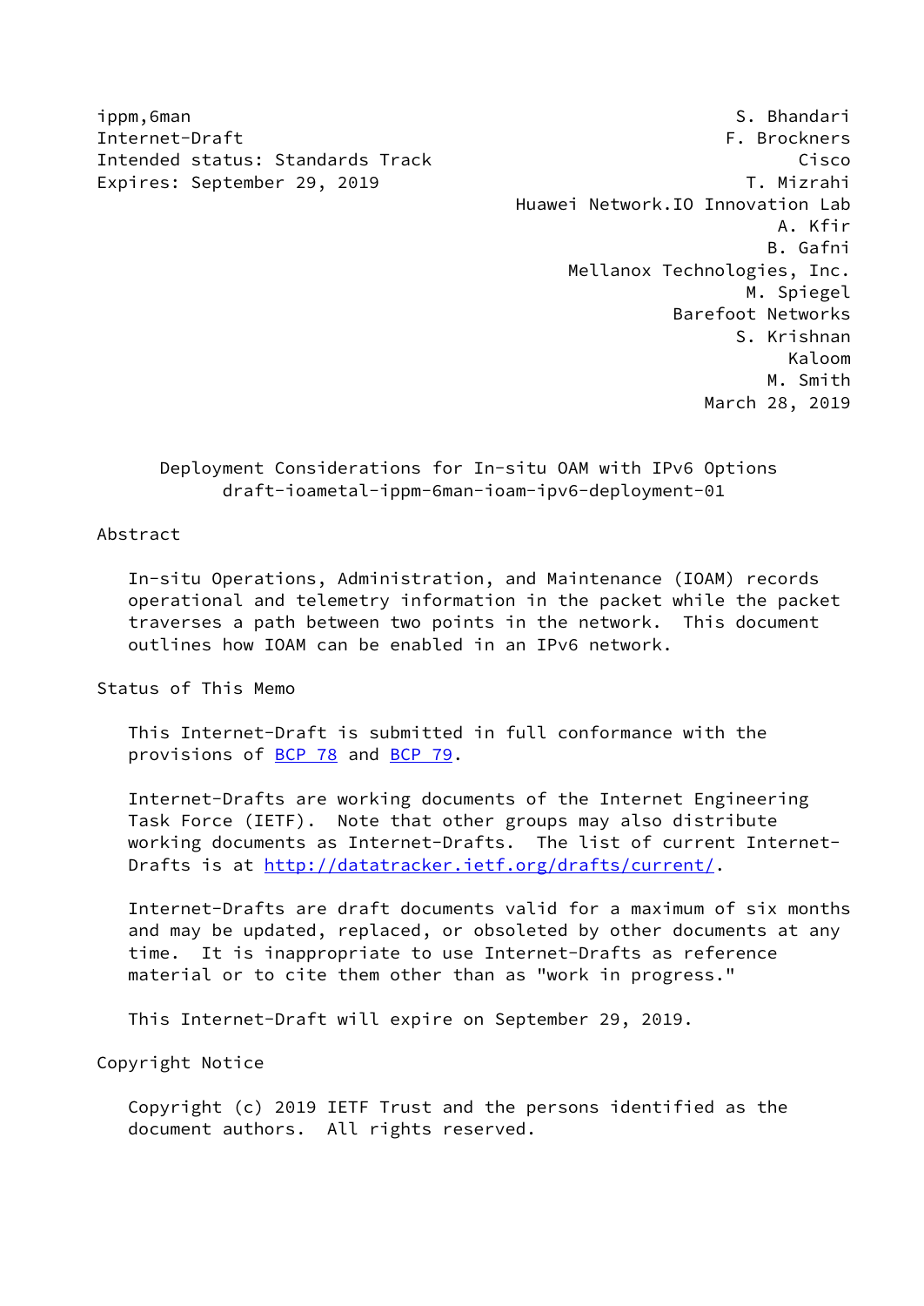ippm,6man S. Bhandari
Internet-Draft F. Brockners
Intended status: Standards Track Cisco
Expires: September 29, 2019 T. Mizrahi
Huawei Network.IO Innovation Lab
A. Kfir
B. Gafni
Mellanox Technologies, Inc.
M. Spiegel
Barefoot Networks
S. Krishnan
Kaloom
M. Smith
March 28, 2019

# Deployment Considerations for In-situ OAM with IPv6 Options
draft-ioametal-ippm-6man-ioam-ipv6-deployment-01

## Abstract

In-situ Operations, Administration, and Maintenance (IOAM) records operational and telemetry information in the packet while the packet traverses a path between two points in the network. This document outlines how IOAM can be enabled in an IPv6 network.

## Status of This Memo

This Internet-Draft is submitted in full conformance with the provisions of BCP 78 and BCP 79.

Internet-Drafts are working documents of the Internet Engineering Task Force (IETF). Note that other groups may also distribute working documents as Internet-Drafts. The list of current Internet-Drafts is at http://datatracker.ietf.org/drafts/current/.

Internet-Drafts are draft documents valid for a maximum of six months and may be updated, replaced, or obsoleted by other documents at any time. It is inappropriate to use Internet-Drafts as reference material or to cite them other than as "work in progress."

This Internet-Draft will expire on September 29, 2019.

## Copyright Notice

Copyright (c) 2019 IETF Trust and the persons identified as the document authors. All rights reserved.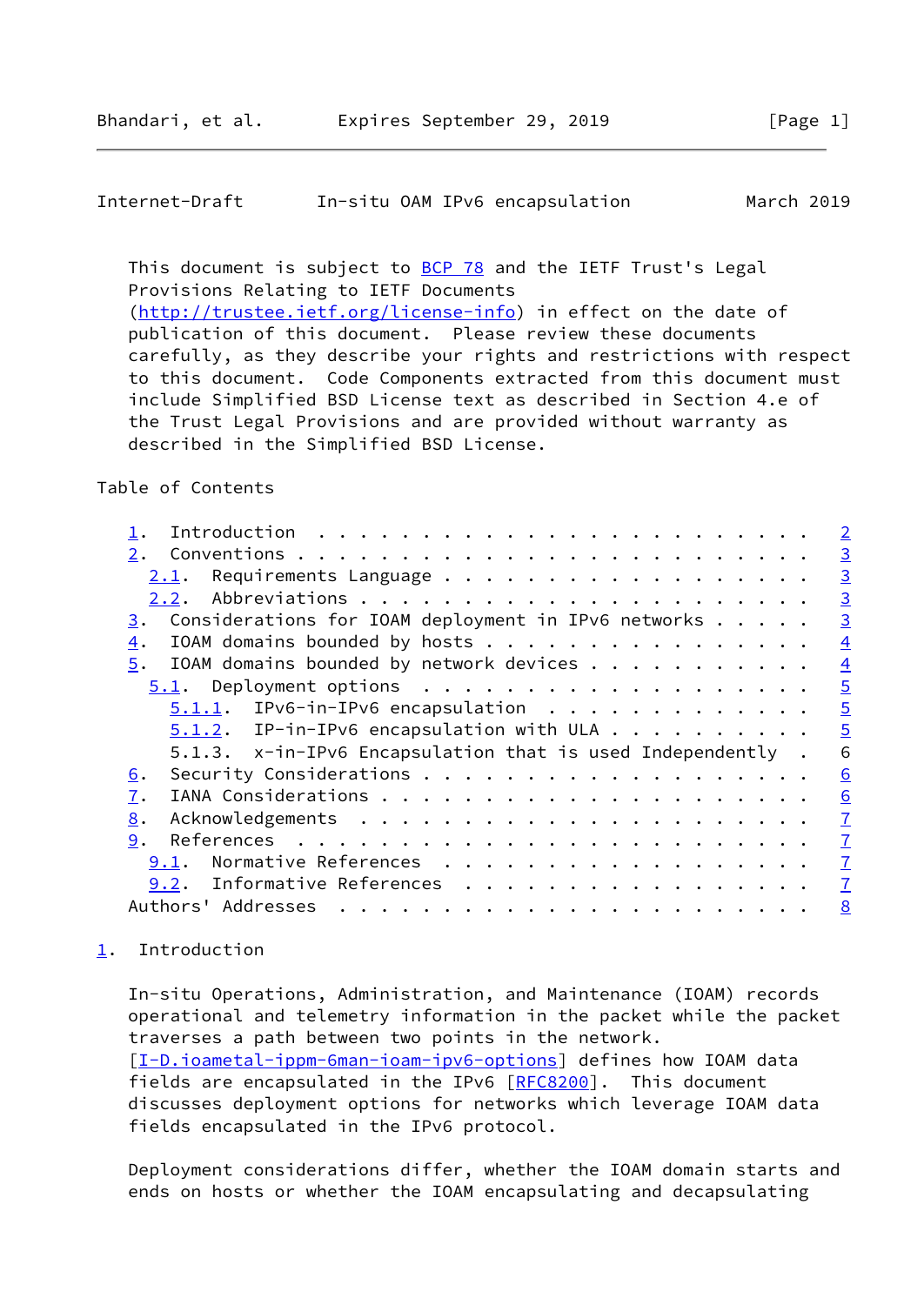This document is subject to BCP 78 and the IETF Trust's Legal Provisions Relating to IETF Documents (http://trustee.ietf.org/license-info) in effect on the date of publication of this document. Please review these documents carefully, as they describe your rights and restrictions with respect to this document. Code Components extracted from this document must include Simplified BSD License text as described in Section 4.e of the Trust Legal Provisions and are provided without warranty as described in the Simplified BSD License.

Table of Contents

```
   1.  Introduction  . . . . . . . . . . . . . . . . . . . . . . . .   2
   2.  Conventions . . . . . . . . . . . . . . . . . . . . . . . . .   3
     2.1.  Requirements Language . . . . . . . . . . . . . . . . . .   3
     2.2.  Abbreviations . . . . . . . . . . . . . . . . . . . . . .   3
   3.  Considerations for IOAM deployment in IPv6 networks . . . . .   3
   4.  IOAM domains bounded by hosts . . . . . . . . . . . . . . . .   4
   5.  IOAM domains bounded by network devices . . . . . . . . . . .   4
     5.1.  Deployment options  . . . . . . . . . . . . . . . . . . .   5
       5.1.1.  IPv6-in-IPv6 encapsulation  . . . . . . . . . . . . .   5
       5.1.2.  IP-in-IPv6 encapsulation with ULA . . . . . . . . . .   5
       5.1.3.  x-in-IPv6 Encapsulation that is used Independently  .   6
   6.  Security Considerations . . . . . . . . . . . . . . . . . . .   6
   7.  IANA Considerations . . . . . . . . . . . . . . . . . . . . .   6
   8.  Acknowledgements  . . . . . . . . . . . . . . . . . . . . . .   7
   9.  References  . . . . . . . . . . . . . . . . . . . . . . . . .   7
     9.1.  Normative References  . . . . . . . . . . . . . . . . . .   7
     9.2.  Informative References  . . . . . . . . . . . . . . . . .   7
   Authors' Addresses  . . . . . . . . . . . . . . . . . . . . . . .   8
```

## 1. Introduction

In-situ Operations, Administration, and Maintenance (IOAM) records operational and telemetry information in the packet while the packet traverses a path between two points in the network. [I-D.ioametal-ippm-6man-ioam-ipv6-options] defines how IOAM data fields are encapsulated in the IPv6 [RFC8200]. This document discusses deployment options for networks which leverage IOAM data fields encapsulated in the IPv6 protocol.

Deployment considerations differ, whether the IOAM domain starts and ends on hosts or whether the IOAM encapsulating and decapsulating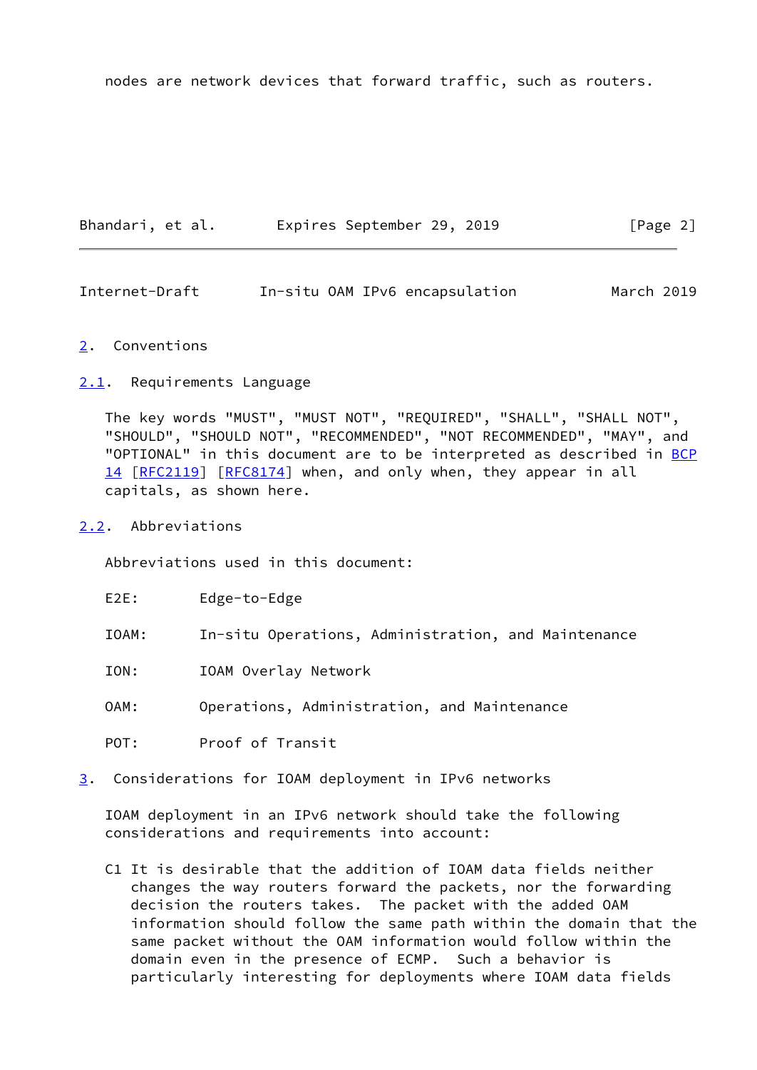nodes are network devices that forward traffic, such as routers.

## 2. Conventions

### 2.1. Requirements Language

The key words "MUST", "MUST NOT", "REQUIRED", "SHALL", "SHALL NOT", "SHOULD", "SHOULD NOT", "RECOMMENDED", "NOT RECOMMENDED", "MAY", and "OPTIONAL" in this document are to be interpreted as described in BCP 14 [RFC2119] [RFC8174] when, and only when, they appear in all capitals, as shown here.

### 2.2. Abbreviations

Abbreviations used in this document:

E2E: Edge-to-Edge

IOAM: In-situ Operations, Administration, and Maintenance

ION: IOAM Overlay Network

OAM: Operations, Administration, and Maintenance

POT: Proof of Transit

## 3. Considerations for IOAM deployment in IPv6 networks

IOAM deployment in an IPv6 network should take the following considerations and requirements into account:

C1 It is desirable that the addition of IOAM data fields neither changes the way routers forward the packets, nor the forwarding decision the routers takes. The packet with the added OAM information should follow the same path within the domain that the same packet without the OAM information would follow within the domain even in the presence of ECMP. Such a behavior is particularly interesting for deployments where IOAM data fields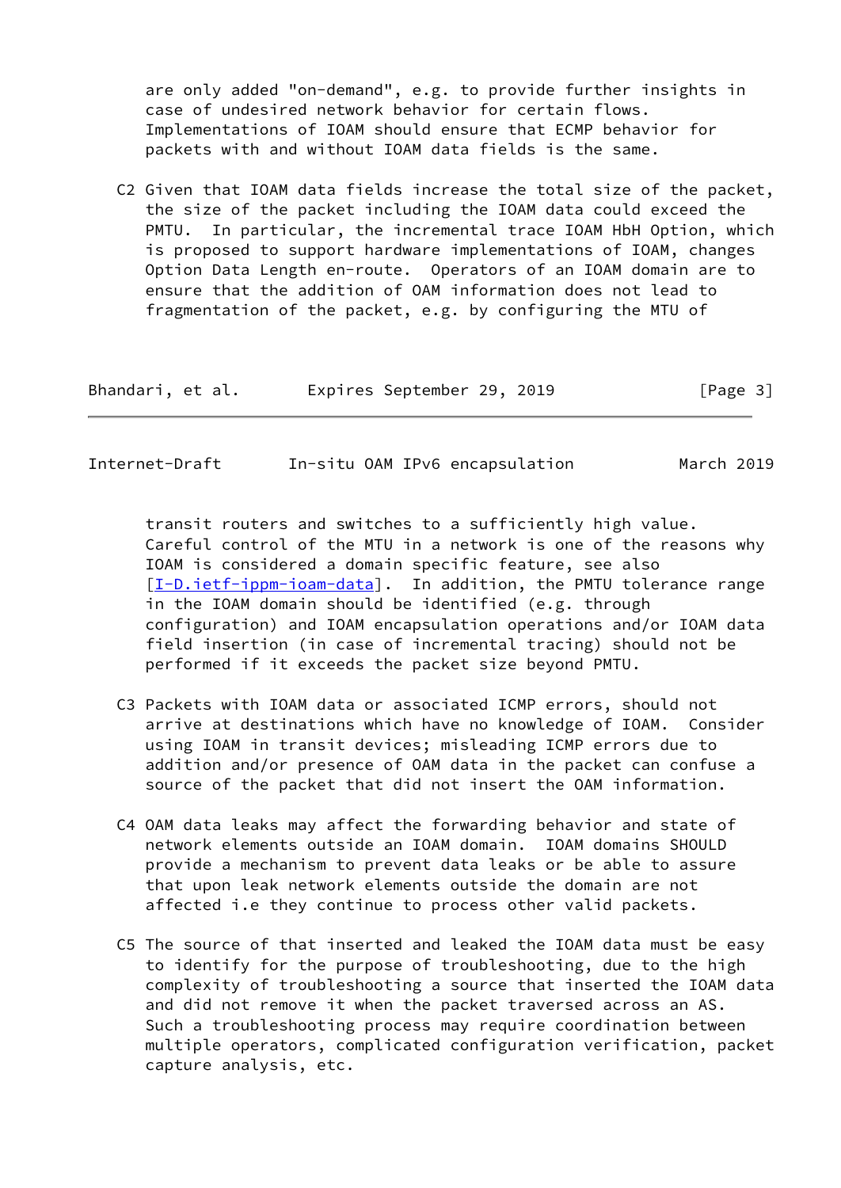are only added "on-demand", e.g. to provide further insights in case of undesired network behavior for certain flows. Implementations of IOAM should ensure that ECMP behavior for packets with and without IOAM data fields is the same.

C2 Given that IOAM data fields increase the total size of the packet, the size of the packet including the IOAM data could exceed the PMTU. In particular, the incremental trace IOAM HbH Option, which is proposed to support hardware implementations of IOAM, changes Option Data Length en-route. Operators of an IOAM domain are to ensure that the addition of OAM information does not lead to fragmentation of the packet, e.g. by configuring the MTU of transit routers and switches to a sufficiently high value. Careful control of the MTU in a network is one of the reasons why IOAM is considered a domain specific feature, see also [I-D.ietf-ippm-ioam-data]. In addition, the PMTU tolerance range in the IOAM domain should be identified (e.g. through configuration) and IOAM encapsulation operations and/or IOAM data field insertion (in case of incremental tracing) should not be performed if it exceeds the packet size beyond PMTU.

C3 Packets with IOAM data or associated ICMP errors, should not arrive at destinations which have no knowledge of IOAM. Consider using IOAM in transit devices; misleading ICMP errors due to addition and/or presence of OAM data in the packet can confuse a source of the packet that did not insert the OAM information.

C4 OAM data leaks may affect the forwarding behavior and state of network elements outside an IOAM domain. IOAM domains SHOULD provide a mechanism to prevent data leaks or be able to assure that upon leak network elements outside the domain are not affected i.e they continue to process other valid packets.

C5 The source of that inserted and leaked the IOAM data must be easy to identify for the purpose of troubleshooting, due to the high complexity of troubleshooting a source that inserted the IOAM data and did not remove it when the packet traversed across an AS. Such a troubleshooting process may require coordination between multiple operators, complicated configuration verification, packet capture analysis, etc.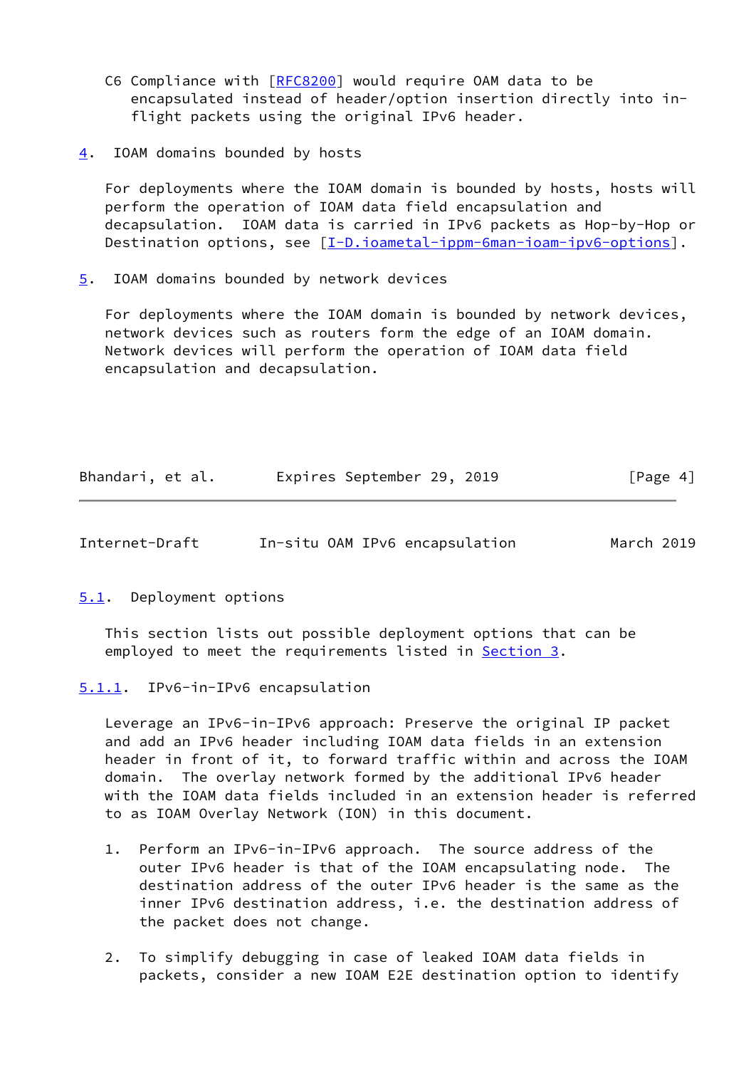C6 Compliance with [RFC8200] would require OAM data to be encapsulated instead of header/option insertion directly into in-flight packets using the original IPv6 header.

## 4. IOAM domains bounded by hosts

For deployments where the IOAM domain is bounded by hosts, hosts will perform the operation of IOAM data field encapsulation and decapsulation. IOAM data is carried in IPv6 packets as Hop-by-Hop or Destination options, see [I-D.ioametal-ippm-6man-ioam-ipv6-options].

## 5. IOAM domains bounded by network devices

For deployments where the IOAM domain is bounded by network devices, network devices such as routers form the edge of an IOAM domain. Network devices will perform the operation of IOAM data field encapsulation and decapsulation.

### 5.1. Deployment options

This section lists out possible deployment options that can be employed to meet the requirements listed in Section 3.

#### 5.1.1. IPv6-in-IPv6 encapsulation

Leverage an IPv6-in-IPv6 approach: Preserve the original IP packet and add an IPv6 header including IOAM data fields in an extension header in front of it, to forward traffic within and across the IOAM domain. The overlay network formed by the additional IPv6 header with the IOAM data fields included in an extension header is referred to as IOAM Overlay Network (ION) in this document.

1. Perform an IPv6-in-IPv6 approach. The source address of the outer IPv6 header is that of the IOAM encapsulating node. The destination address of the outer IPv6 header is the same as the inner IPv6 destination address, i.e. the destination address of the packet does not change.

2. To simplify debugging in case of leaked IOAM data fields in packets, consider a new IOAM E2E destination option to identify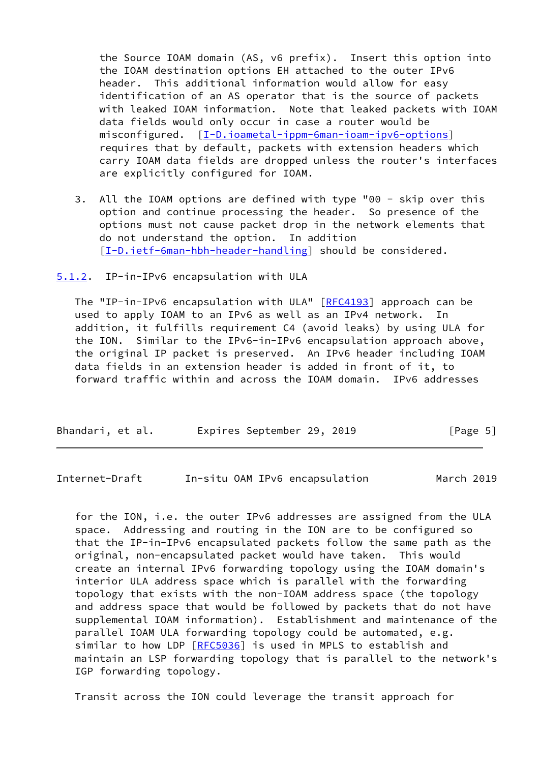the Source IOAM domain (AS, v6 prefix). Insert this option into the IOAM destination options EH attached to the outer IPv6 header. This additional information would allow for easy identification of an AS operator that is the source of packets with leaked IOAM information. Note that leaked packets with IOAM data fields would only occur in case a router would be misconfigured. [I-D.ioametal-ippm-6man-ioam-ipv6-options] requires that by default, packets with extension headers which carry IOAM data fields are dropped unless the router's interfaces are explicitly configured for IOAM.

3. All the IOAM options are defined with type "00 - skip over this option and continue processing the header. So presence of the options must not cause packet drop in the network elements that do not understand the option. In addition [I-D.ietf-6man-hbh-header-handling] should be considered.

### 5.1.2. IP-in-IPv6 encapsulation with ULA

The "IP-in-IPv6 encapsulation with ULA" [RFC4193] approach can be used to apply IOAM to an IPv6 as well as an IPv4 network. In addition, it fulfills requirement C4 (avoid leaks) by using ULA for the ION. Similar to the IPv6-in-IPv6 encapsulation approach above, the original IP packet is preserved. An IPv6 header including IOAM data fields in an extension header is added in front of it, to forward traffic within and across the IOAM domain. IPv6 addresses for the ION, i.e. the outer IPv6 addresses are assigned from the ULA space. Addressing and routing in the ION are to be configured so that the IP-in-IPv6 encapsulated packets follow the same path as the original, non-encapsulated packet would have taken. This would create an internal IPv6 forwarding topology using the IOAM domain's interior ULA address space which is parallel with the forwarding topology that exists with the non-IOAM address space (the topology and address space that would be followed by packets that do not have supplemental IOAM information). Establishment and maintenance of the parallel IOAM ULA forwarding topology could be automated, e.g. similar to how LDP [RFC5036] is used in MPLS to establish and maintain an LSP forwarding topology that is parallel to the network's IGP forwarding topology.

Transit across the ION could leverage the transit approach for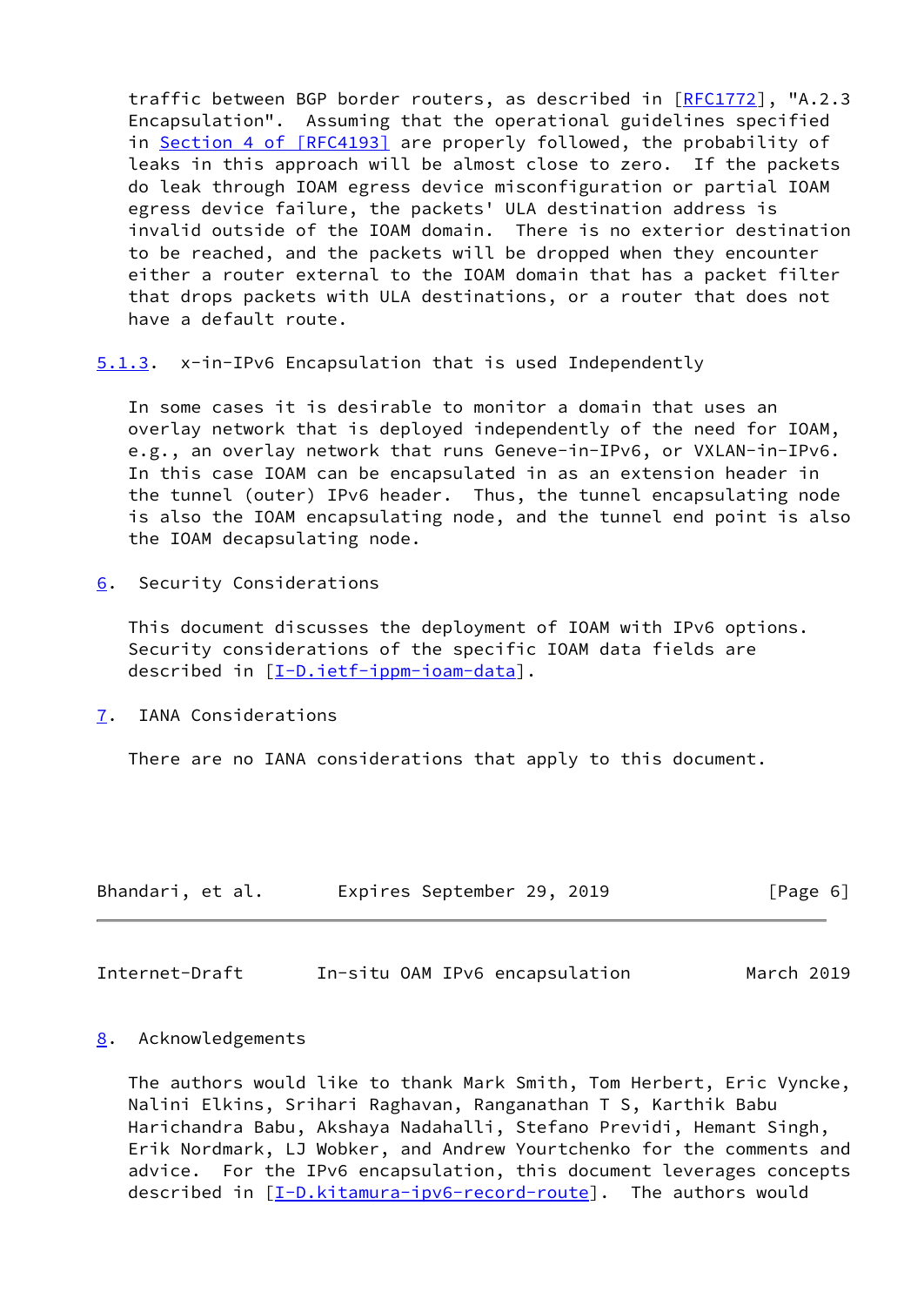traffic between BGP border routers, as described in [RFC1772], "A.2.3 Encapsulation". Assuming that the operational guidelines specified in Section 4 of [RFC4193] are properly followed, the probability of leaks in this approach will be almost close to zero. If the packets do leak through IOAM egress device misconfiguration or partial IOAM egress device failure, the packets' ULA destination address is invalid outside of the IOAM domain. There is no exterior destination to be reached, and the packets will be dropped when they encounter either a router external to the IOAM domain that has a packet filter that drops packets with ULA destinations, or a router that does not have a default route.

### 5.1.3. x-in-IPv6 Encapsulation that is used Independently

In some cases it is desirable to monitor a domain that uses an overlay network that is deployed independently of the need for IOAM, e.g., an overlay network that runs Geneve-in-IPv6, or VXLAN-in-IPv6. In this case IOAM can be encapsulated in as an extension header in the tunnel (outer) IPv6 header. Thus, the tunnel encapsulating node is also the IOAM encapsulating node, and the tunnel end point is also the IOAM decapsulating node.

## 6. Security Considerations

This document discusses the deployment of IOAM with IPv6 options. Security considerations of the specific IOAM data fields are described in [I-D.ietf-ippm-ioam-data].

## 7. IANA Considerations

There are no IANA considerations that apply to this document.

## 8. Acknowledgements

The authors would like to thank Mark Smith, Tom Herbert, Eric Vyncke, Nalini Elkins, Srihari Raghavan, Ranganathan T S, Karthik Babu Harichandra Babu, Akshaya Nadahalli, Stefano Previdi, Hemant Singh, Erik Nordmark, LJ Wobker, and Andrew Yourtchenko for the comments and advice. For the IPv6 encapsulation, this document leverages concepts described in [I-D.kitamura-ipv6-record-route]. The authors would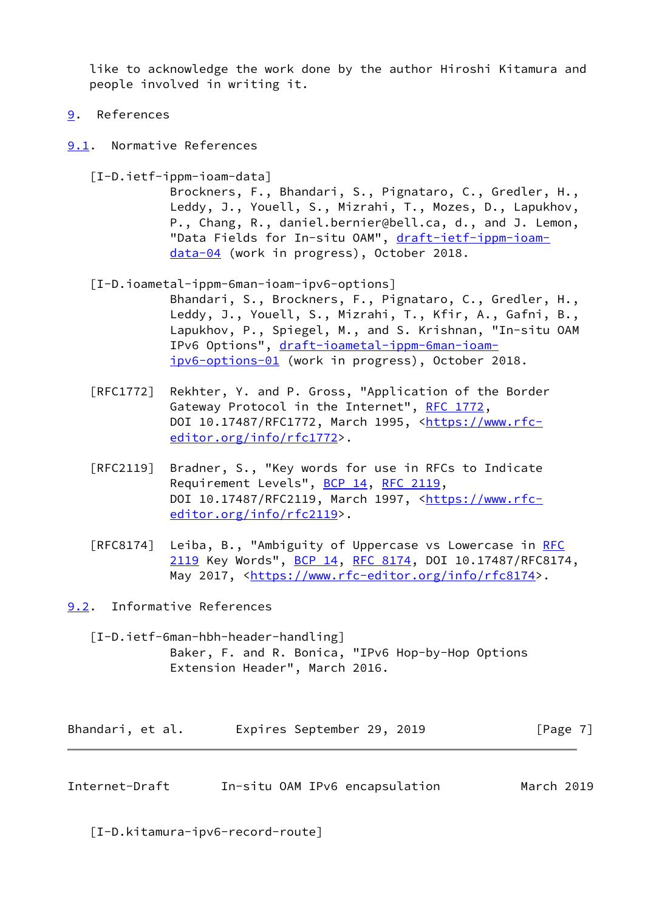like to acknowledge the work done by the author Hiroshi Kitamura and people involved in writing it.

# 9. References

## 9.1. Normative References

[I-D.ietf-ippm-ioam-data]
Brockners, F., Bhandari, S., Pignataro, C., Gredler, H., Leddy, J., Youell, S., Mizrahi, T., Mozes, D., Lapukhov, P., Chang, R., daniel.bernier@bell.ca, d., and J. Lemon, "Data Fields for In-situ OAM", draft-ietf-ippm-ioam-data-04 (work in progress), October 2018.

[I-D.ioametal-ippm-6man-ioam-ipv6-options]
Bhandari, S., Brockners, F., Pignataro, C., Gredler, H., Leddy, J., Youell, S., Mizrahi, T., Kfir, A., Gafni, B., Lapukhov, P., Spiegel, M., and S. Krishnan, "In-situ OAM IPv6 Options", draft-ioametal-ippm-6man-ioam-ipv6-options-01 (work in progress), October 2018.

[RFC1772] Rekhter, Y. and P. Gross, "Application of the Border Gateway Protocol in the Internet", RFC 1772, DOI 10.17487/RFC1772, March 1995, <https://www.rfc-editor.org/info/rfc1772>.

[RFC2119] Bradner, S., "Key words for use in RFCs to Indicate Requirement Levels", BCP 14, RFC 2119, DOI 10.17487/RFC2119, March 1997, <https://www.rfc-editor.org/info/rfc2119>.

[RFC8174] Leiba, B., "Ambiguity of Uppercase vs Lowercase in RFC 2119 Key Words", BCP 14, RFC 8174, DOI 10.17487/RFC8174, May 2017, <https://www.rfc-editor.org/info/rfc8174>.

## 9.2. Informative References

[I-D.ietf-6man-hbh-header-handling]
Baker, F. and R. Bonica, "IPv6 Hop-by-Hop Options Extension Header", March 2016.

[I-D.kitamura-ipv6-record-route]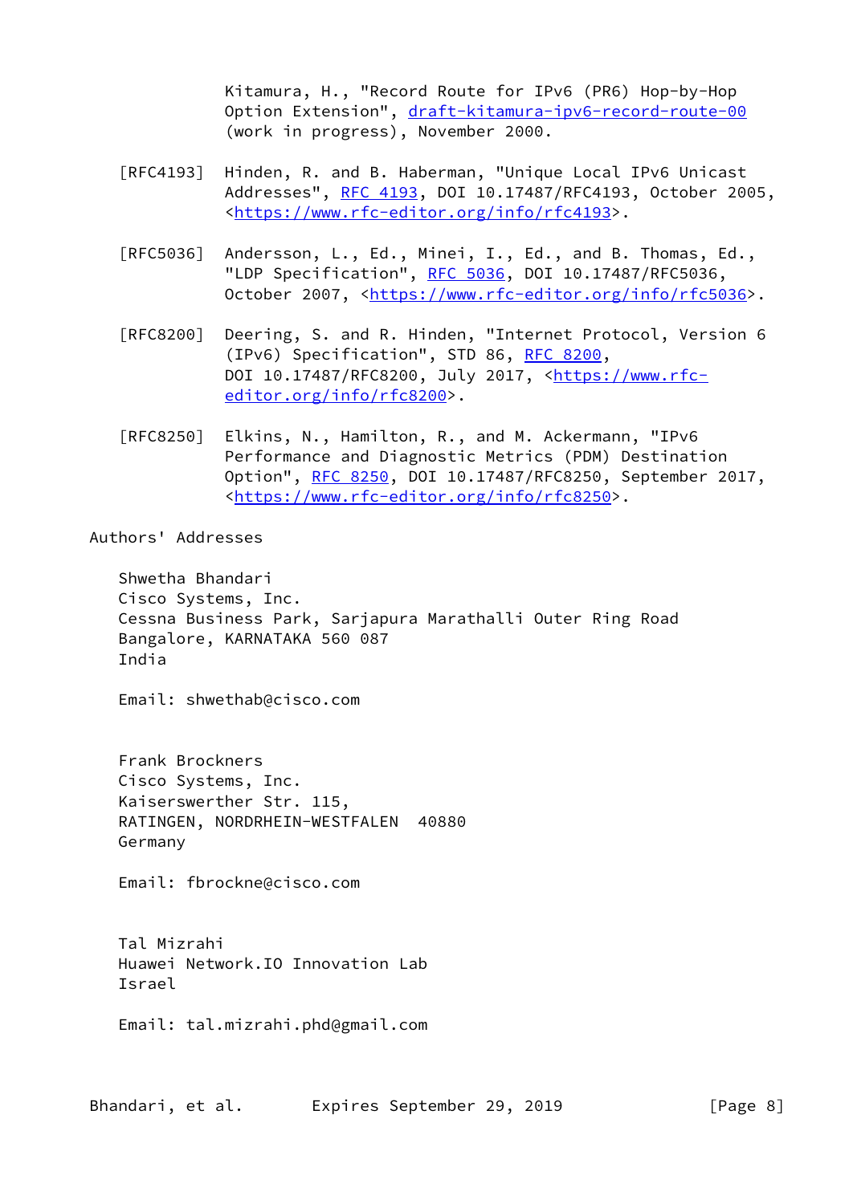Kitamura, H., "Record Route for IPv6 (PR6) Hop-by-Hop Option Extension", draft-kitamura-ipv6-record-route-00 (work in progress), November 2000.

[RFC4193] Hinden, R. and B. Haberman, "Unique Local IPv6 Unicast Addresses", RFC 4193, DOI 10.17487/RFC4193, October 2005, <https://www.rfc-editor.org/info/rfc4193>.

[RFC5036] Andersson, L., Ed., Minei, I., Ed., and B. Thomas, Ed., "LDP Specification", RFC 5036, DOI 10.17487/RFC5036, October 2007, <https://www.rfc-editor.org/info/rfc5036>.

[RFC8200] Deering, S. and R. Hinden, "Internet Protocol, Version 6 (IPv6) Specification", STD 86, RFC 8200, DOI 10.17487/RFC8200, July 2017, <https://www.rfc-editor.org/info/rfc8200>.

[RFC8250] Elkins, N., Hamilton, R., and M. Ackermann, "IPv6 Performance and Diagnostic Metrics (PDM) Destination Option", RFC 8250, DOI 10.17487/RFC8250, September 2017, <https://www.rfc-editor.org/info/rfc8250>.

## Authors' Addresses

Shwetha Bhandari
Cisco Systems, Inc.
Cessna Business Park, Sarjapura Marathalli Outer Ring Road
Bangalore, KARNATAKA 560 087
India

Email: shwethab@cisco.com

Frank Brockners
Cisco Systems, Inc.
Kaiserswerther Str. 115,
RATINGEN, NORDRHEIN-WESTFALEN 40880
Germany

Email: fbrockne@cisco.com

Tal Mizrahi
Huawei Network.IO Innovation Lab
Israel

Email: tal.mizrahi.phd@gmail.com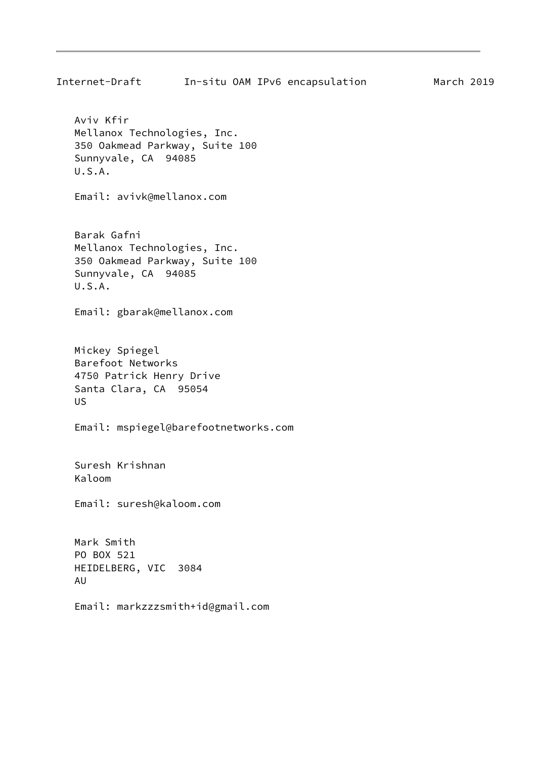Aviv Kfir
Mellanox Technologies, Inc.
350 Oakmead Parkway, Suite 100
Sunnyvale, CA 94085
U.S.A.

Email: avivk@mellanox.com

Barak Gafni
Mellanox Technologies, Inc.
350 Oakmead Parkway, Suite 100
Sunnyvale, CA 94085
U.S.A.

Email: gbarak@mellanox.com

Mickey Spiegel
Barefoot Networks
4750 Patrick Henry Drive
Santa Clara, CA 95054
US

Email: mspiegel@barefootnetworks.com

Suresh Krishnan
Kaloom

Email: suresh@kaloom.com

Mark Smith
PO BOX 521
HEIDELBERG, VIC 3084
AU

Email: markzzzsmith+id@gmail.com